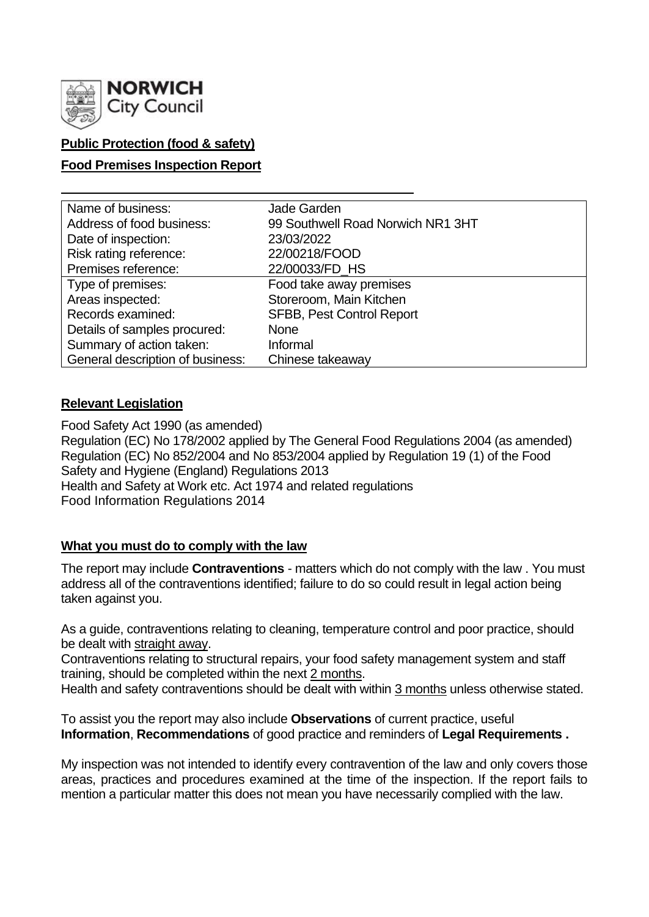**NORWICH City Council**

**Public Protection (food & safety)**

**Food Premises Inspection Report**

| Name of business: | Jade Garden |
| --- | --- |
| Address of food business: | 99 Southwell Road Norwich NR1 3HT |
| Date of inspection: | 23/03/2022 |
| Risk rating reference: | 22/00218/FOOD |
| Premises reference: | 22/00033/FD_HS |
| Type of premises: | Food take away premises |
| Areas inspected: | Storeroom, Main Kitchen |
| Records examined: | SFBB, Pest Control Report |
| Details of samples procured: | None |
| Summary of action taken: | Informal |
| General description of business: | Chinese takeaway |

**Relevant Legislation**

Food Safety Act 1990 (as amended)
Regulation (EC) No 178/2002 applied by The General Food Regulations 2004 (as amended)
Regulation (EC) No 852/2004 and No 853/2004 applied by Regulation 19 (1) of the Food Safety and Hygiene (England) Regulations 2013
Health and Safety at Work etc. Act 1974 and related regulations
Food Information Regulations 2014

**What you must do to comply with the law**

The report may include **Contraventions** - matters which do not comply with the law . You must address all of the contraventions identified; failure to do so could result in legal action being taken against you.

As a guide, contraventions relating to cleaning, temperature control and poor practice, should be dealt with straight away.
Contraventions relating to structural repairs, your food safety management system and staff training, should be completed within the next 2 months.
Health and safety contraventions should be dealt with within 3 months unless otherwise stated.

To assist you the report may also include **Observations** of current practice, useful **Information**, **Recommendations** of good practice and reminders of **Legal Requirements .**

My inspection was not intended to identify every contravention of the law and only covers those areas, practices and procedures examined at the time of the inspection. If the report fails to mention a particular matter this does not mean you have necessarily complied with the law.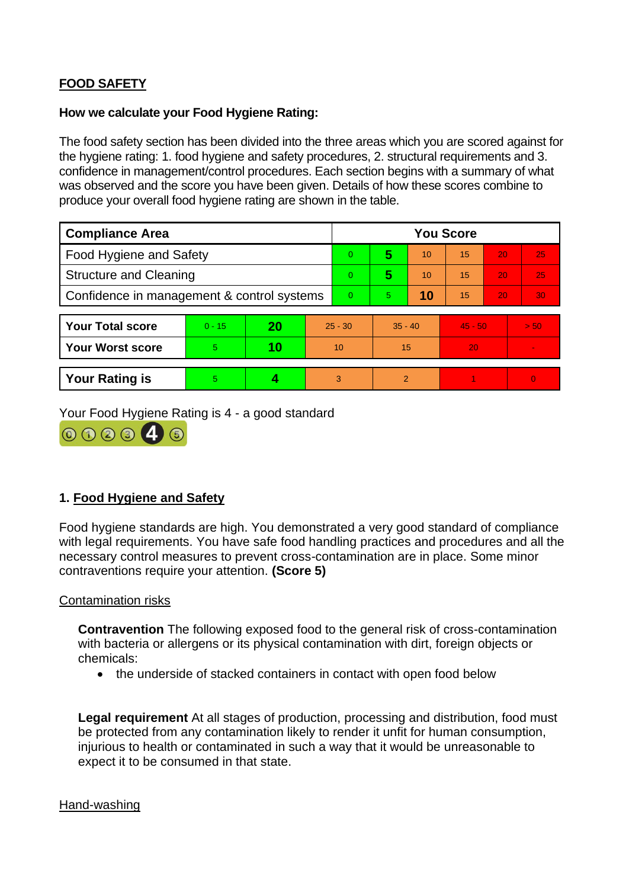**FOOD SAFETY**

**How we calculate your Food Hygiene Rating:**

The food safety section has been divided into the three areas which you are scored against for the hygiene rating: 1. food hygiene and safety procedures, 2. structural requirements and 3. confidence in management/control procedures. Each section begins with a summary of what was observed and the score you have been given. Details of how these scores combine to produce your overall food hygiene rating are shown in the table.

| Compliance Area | You Score | | | | | |
|---|---|---|---|---|---|---|
| Food Hygiene and Safety | 0 | **5** | 10 | 15 | 20 | 25 |
| Structure and Cleaning | 0 | **5** | 10 | 15 | 20 | 25 |
| Confidence in management & control systems | 0 | 5 | **10** | 15 | 20 | 30 |

| | | | | | | |
|---|---|---|---|---|---|---|
| **Your Total score** | 0 - 15 | **20** | 25 - 30 | 35 - 40 | 45 - 50 | > 50 |
| **Your Worst score** | 5 | **10** | 10 | 15 | 20 | - |
| **Your Rating is** | 5 | **4** | 3 | 2 | 1 | 0 |

Your Food Hygiene Rating is 4 - a good standard

## 1. Food Hygiene and Safety

Food hygiene standards are high. You demonstrated a very good standard of compliance with legal requirements. You have safe food handling practices and procedures and all the necessary control measures to prevent cross-contamination are in place. Some minor contraventions require your attention. **(Score 5)**

### Contamination risks

**Contravention** The following exposed food to the general risk of cross-contamination with bacteria or allergens or its physical contamination with dirt, foreign objects or chemicals:

- the underside of stacked containers in contact with open food below

**Legal requirement** At all stages of production, processing and distribution, food must be protected from any contamination likely to render it unfit for human consumption, injurious to health or contaminated in such a way that it would be unreasonable to expect it to be consumed in that state.

### Hand-washing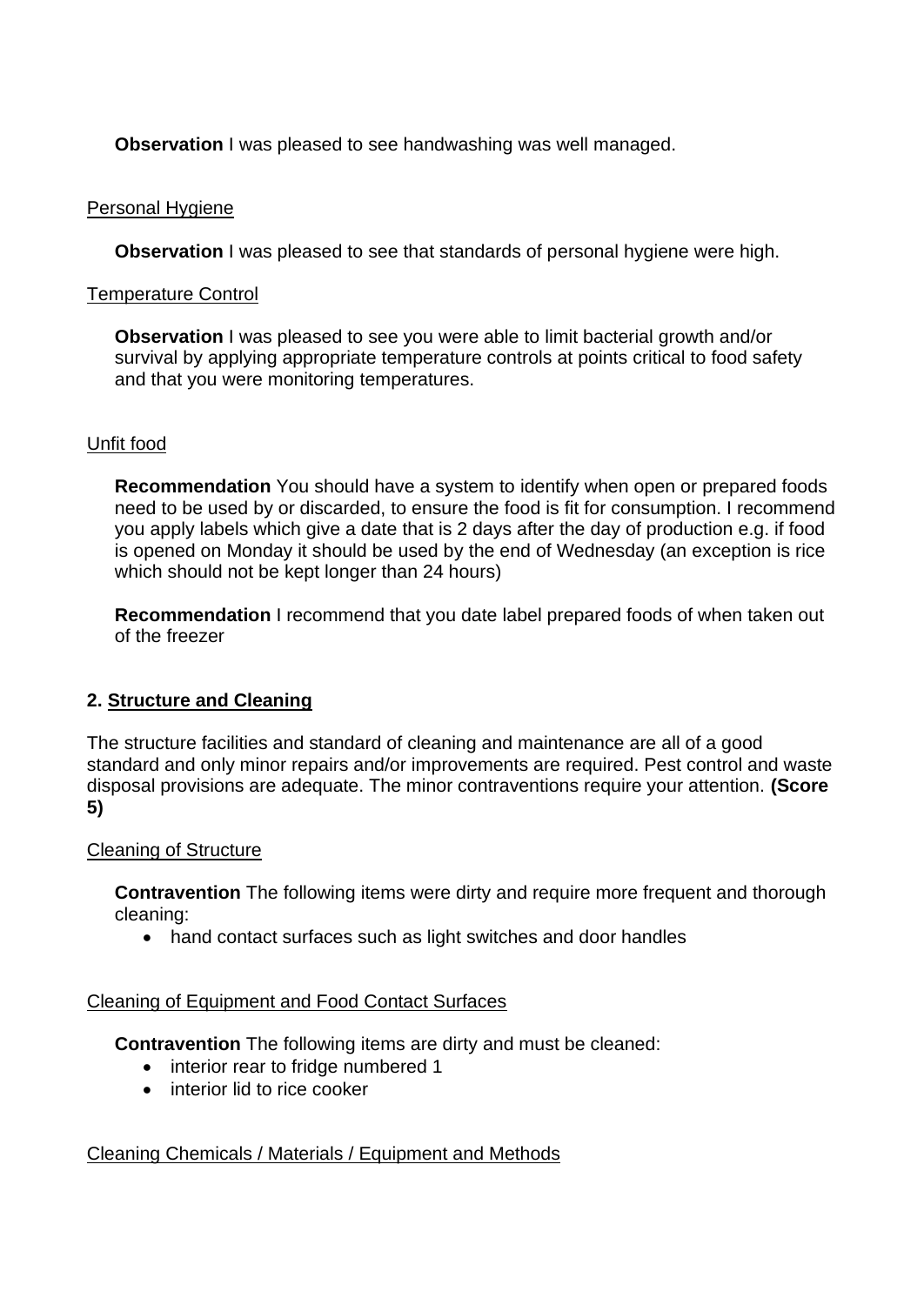**Observation** I was pleased to see handwashing was well managed.

Personal Hygiene

**Observation** I was pleased to see that standards of personal hygiene were high.

Temperature Control

**Observation** I was pleased to see you were able to limit bacterial growth and/or survival by applying appropriate temperature controls at points critical to food safety and that you were monitoring temperatures.

Unfit food

**Recommendation** You should have a system to identify when open or prepared foods need to be used by or discarded, to ensure the food is fit for consumption. I recommend you apply labels which give a date that is 2 days after the day of production e.g. if food is opened on Monday it should be used by the end of Wednesday (an exception is rice which should not be kept longer than 24 hours)

**Recommendation** I recommend that you date label prepared foods of when taken out of the freezer

**2. Structure and Cleaning**

The structure facilities and standard of cleaning and maintenance are all of a good standard and only minor repairs and/or improvements are required. Pest control and waste disposal provisions are adequate. The minor contraventions require your attention. **(Score 5)**

Cleaning of Structure

**Contravention** The following items were dirty and require more frequent and thorough cleaning:

- hand contact surfaces such as light switches and door handles

Cleaning of Equipment and Food Contact Surfaces

**Contravention** The following items are dirty and must be cleaned:

- interior rear to fridge numbered 1
- interior lid to rice cooker

Cleaning Chemicals / Materials / Equipment and Methods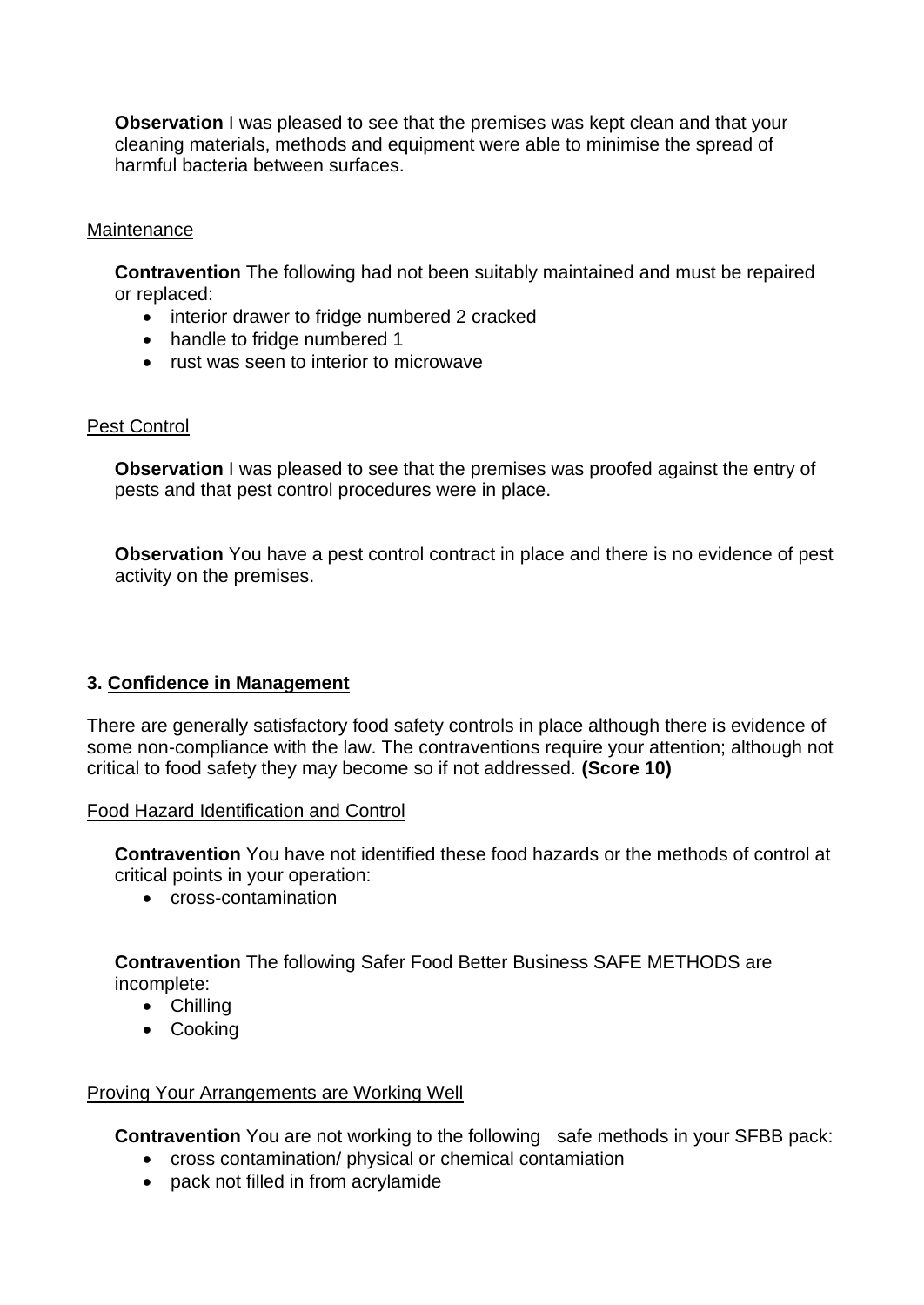**Observation** I was pleased to see that the premises was kept clean and that your cleaning materials, methods and equipment were able to minimise the spread of harmful bacteria between surfaces.

Maintenance

**Contravention** The following had not been suitably maintained and must be repaired or replaced:

- interior drawer to fridge numbered 2 cracked
- handle to fridge numbered 1
- rust was seen to interior to microwave

Pest Control

**Observation** I was pleased to see that the premises was proofed against the entry of pests and that pest control procedures were in place.

**Observation** You have a pest control contract in place and there is no evidence of pest activity on the premises.

### 3. Confidence in Management

There are generally satisfactory food safety controls in place although there is evidence of some non-compliance with the law. The contraventions require your attention; although not critical to food safety they may become so if not addressed. **(Score 10)**

Food Hazard Identification and Control

**Contravention** You have not identified these food hazards or the methods of control at critical points in your operation:

- cross-contamination

**Contravention** The following Safer Food Better Business SAFE METHODS are incomplete:

- Chilling
- Cooking

Proving Your Arrangements are Working Well

**Contravention** You are not working to the following safe methods in your SFBB pack:

- cross contamination/ physical or chemical contamiation
- pack not filled in from acrylamide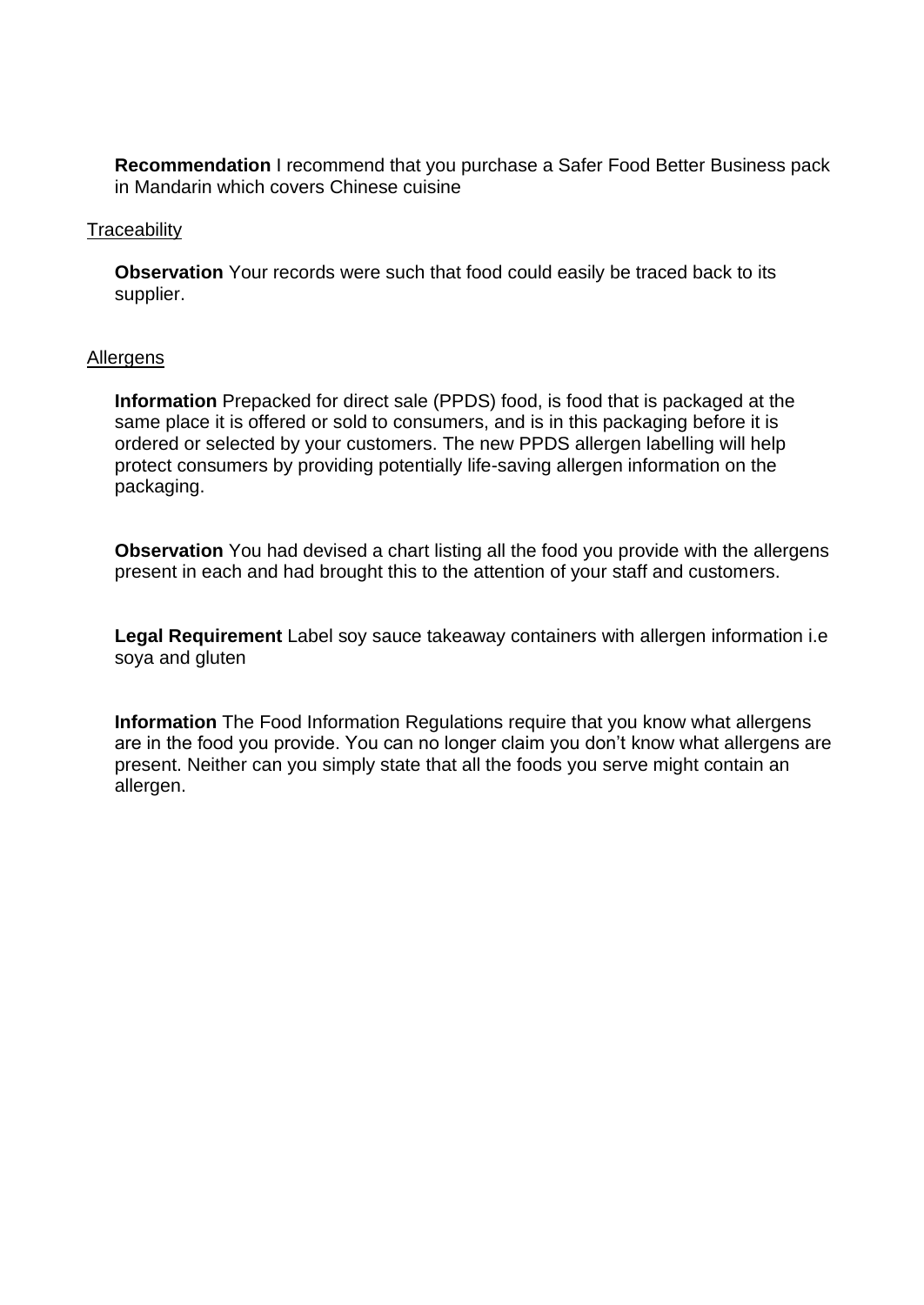**Recommendation** I recommend that you purchase a Safer Food Better Business pack in Mandarin which covers Chinese cuisine

<u>Traceability</u>

**Observation** Your records were such that food could easily be traced back to its supplier.

<u>Allergens</u>

**Information** Prepacked for direct sale (PPDS) food, is food that is packaged at the same place it is offered or sold to consumers, and is in this packaging before it is ordered or selected by your customers. The new PPDS allergen labelling will help protect consumers by providing potentially life-saving allergen information on the packaging.

**Observation** You had devised a chart listing all the food you provide with the allergens present in each and had brought this to the attention of your staff and customers.

**Legal Requirement** Label soy sauce takeaway containers with allergen information i.e soya and gluten

**Information** The Food Information Regulations require that you know what allergens are in the food you provide. You can no longer claim you don't know what allergens are present. Neither can you simply state that all the foods you serve might contain an allergen.